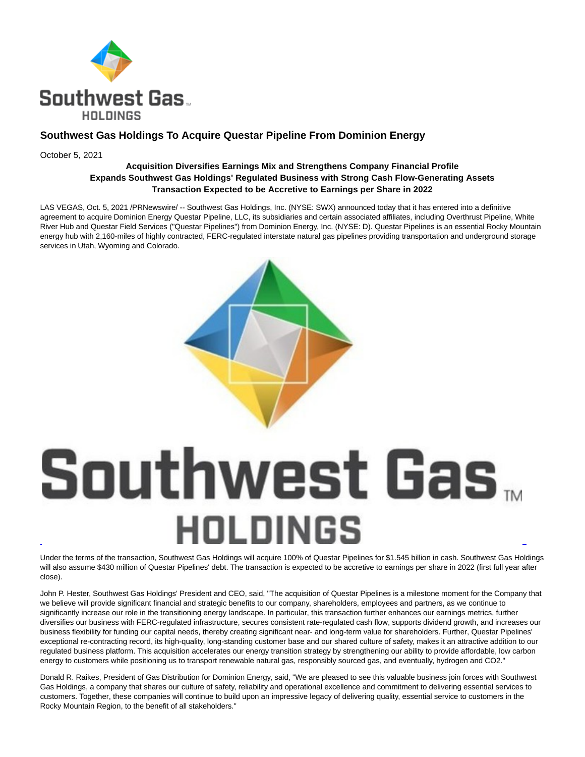# Southwest Gas Holdings To Acquire Questar Pipeline From Dominion Energy

October 5, 2021

**Acquisition Diversifies Earnings Mix and Strengthens Company Financial Profile**
**Expands Southwest Gas Holdings' Regulated Business with Strong Cash Flow-Generating Assets**
**Transaction Expected to be Accretive to Earnings per Share in 2022**

LAS VEGAS, Oct. 5, 2021 /PRNewswire/ -- Southwest Gas Holdings, Inc. (NYSE: SWX) announced today that it has entered into a definitive agreement to acquire Dominion Energy Questar Pipeline, LLC, its subsidiaries and certain associated affiliates, including Overthrust Pipeline, White River Hub and Questar Field Services ("Questar Pipelines") from Dominion Energy, Inc. (NYSE: D). Questar Pipelines is an essential Rocky Mountain energy hub with 2,160-miles of highly contracted, FERC-regulated interstate natural gas pipelines providing transportation and underground storage services in Utah, Wyoming and Colorado.

Under the terms of the transaction, Southwest Gas Holdings will acquire 100% of Questar Pipelines for $1.545 billion in cash. Southwest Gas Holdings will also assume $430 million of Questar Pipelines' debt. The transaction is expected to be accretive to earnings per share in 2022 (first full year after close).

John P. Hester, Southwest Gas Holdings' President and CEO, said, "The acquisition of Questar Pipelines is a milestone moment for the Company that we believe will provide significant financial and strategic benefits to our company, shareholders, employees and partners, as we continue to significantly increase our role in the transitioning energy landscape. In particular, this transaction further enhances our earnings metrics, further diversifies our business with FERC-regulated infrastructure, secures consistent rate-regulated cash flow, supports dividend growth, and increases our business flexibility for funding our capital needs, thereby creating significant near- and long-term value for shareholders. Further, Questar Pipelines' exceptional re-contracting record, its high-quality, long-standing customer base and our shared culture of safety, makes it an attractive addition to our regulated business platform. This acquisition accelerates our energy transition strategy by strengthening our ability to provide affordable, low carbon energy to customers while positioning us to transport renewable natural gas, responsibly sourced gas, and eventually, hydrogen and CO2."

Donald R. Raikes, President of Gas Distribution for Dominion Energy, said, "We are pleased to see this valuable business join forces with Southwest Gas Holdings, a company that shares our culture of safety, reliability and operational excellence and commitment to delivering essential services to customers. Together, these companies will continue to build upon an impressive legacy of delivering quality, essential service to customers in the Rocky Mountain Region, to the benefit of all stakeholders."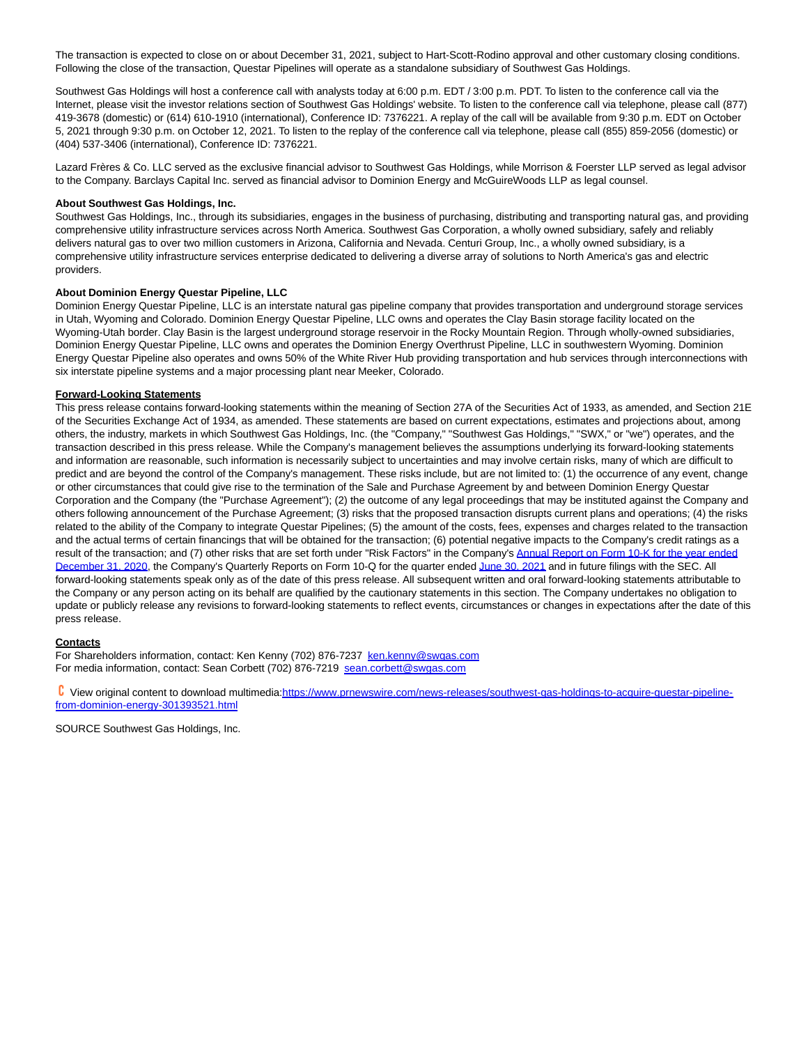The transaction is expected to close on or about December 31, 2021, subject to Hart-Scott-Rodino approval and other customary closing conditions. Following the close of the transaction, Questar Pipelines will operate as a standalone subsidiary of Southwest Gas Holdings.

Southwest Gas Holdings will host a conference call with analysts today at 6:00 p.m. EDT / 3:00 p.m. PDT. To listen to the conference call via the Internet, please visit the investor relations section of Southwest Gas Holdings' website. To listen to the conference call via telephone, please call (877) 419-3678 (domestic) or (614) 610-1910 (international), Conference ID: 7376221. A replay of the call will be available from 9:30 p.m. EDT on October 5, 2021 through 9:30 p.m. on October 12, 2021. To listen to the replay of the call via telephone, please call (855) 859-2056 (domestic) or (404) 537-3406 (international), Conference ID: 7376221.

Lazard Frères & Co. LLC served as the exclusive financial advisor to Southwest Gas Holdings, while Morrison & Foerster LLP served as legal advisor to the Company. Barclays Capital Inc. served as financial advisor to Dominion Energy and McGuireWoods LLP as legal counsel.

**About Southwest Gas Holdings, Inc.**
Southwest Gas Holdings, Inc., through its subsidiaries, engages in the business of purchasing, distributing and transporting natural gas, and providing comprehensive utility infrastructure services across North America. Southwest Gas Corporation, a wholly owned subsidiary, safely and reliably delivers natural gas to over two million customers in Arizona, California and Nevada. Centuri Group, Inc., a wholly owned subsidiary, is a comprehensive utility infrastructure services enterprise dedicated to delivering a diverse array of solutions to North America's gas and electric providers.

**About Dominion Energy Questar Pipeline, LLC**
Dominion Energy Questar Pipeline, LLC is an interstate natural gas pipeline company that provides transportation and underground storage services in Utah, Wyoming and Colorado. Dominion Energy Questar Pipeline, LLC owns and operates the Clay Basin storage facility located on the Wyoming-Utah border. Clay Basin is the largest underground storage reservoir in the Rocky Mountain Region. Through wholly-owned subsidiaries, Dominion Energy Questar Pipeline, LLC owns and operates the Dominion Energy Overthrust Pipeline, LLC in southwestern Wyoming. Dominion Energy Questar Pipeline also operates and owns 50% of the White River Hub providing transportation and hub services through interconnections with six interstate pipeline systems and a major processing plant near Meeker, Colorado.

**Forward-Looking Statements**
This press release contains forward-looking statements within the meaning of Section 27A of the Securities Act of 1933, as amended, and Section 21E of the Securities Exchange Act of 1934, as amended. These statements are based on current expectations, estimates and projections about, among others, the industry, markets in which Southwest Gas Holdings, Inc. (the "Company," "Southwest Gas Holdings," "SWX," or "we") operates, and the transaction described in this press release. While the Company's management believes the assumptions underlying its forward-looking statements and information are reasonable, such information is necessarily subject to uncertainties and may involve certain risks, many of which are difficult to predict and are beyond the control of the Company's management. These risks include, but are not limited to: (1) the occurrence of any event, change or other circumstances that could give rise to the termination of the Sale and Purchase Agreement by and between Dominion Energy Questar Corporation and the Company (the "Purchase Agreement"); (2) the outcome of any legal proceedings that may be instituted against the Company and others following announcement of the Purchase Agreement; (3) risks that the proposed transaction disrupts current plans and operations; (4) the risks related to the ability of the Company to integrate Questar Pipelines; (5) the amount of the costs, fees, expenses and charges related to the transaction and the actual terms of certain financings that will be obtained for the transaction; (6) potential negative impacts to the Company's credit ratings as a result of the transaction; and (7) other risks that are set forth under "Risk Factors" in the Company's Annual Report on Form 10-K for the year ended December 31, 2020, the Company's Quarterly Reports on Form 10-Q for the quarter ended June 30, 2021 and in future filings with the SEC. All forward-looking statements speak only as of the date of this press release. All subsequent written and oral forward-looking statements attributable to the Company or any person acting on its behalf are qualified by the cautionary statements in this section. The Company undertakes no obligation to update or publicly release any revisions to forward-looking statements to reflect events, circumstances or changes in expectations after the date of this press release.

**Contacts**
For Shareholders information, contact: Ken Kenny (702) 876-7237 ken.kenny@swgas.com
For media information, contact: Sean Corbett (702) 876-7219 sean.corbett@swgas.com

View original content to download multimedia:https://www.prnewswire.com/news-releases/southwest-gas-holdings-to-acquire-questar-pipeline-from-dominion-energy-301393521.html

SOURCE Southwest Gas Holdings, Inc.